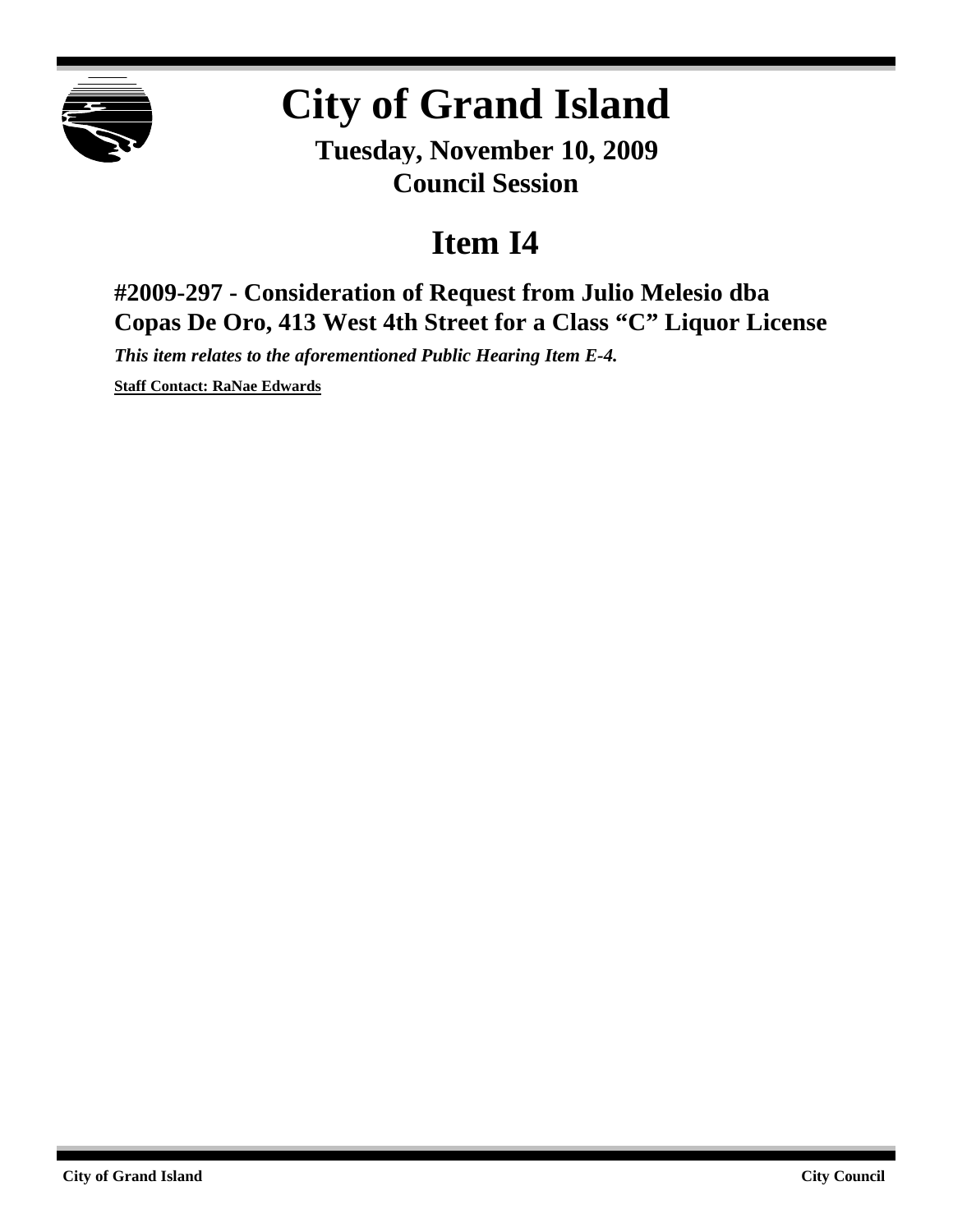# City of Grand Island

**Tuesday, November 10, 2009**
**Council Session**

## Item I4

### #2009-297 - Consideration of Request from Julio Melesio dba Copas De Oro, 413 West 4th Street for a Class "C" Liquor License

***This item relates to the aforementioned Public Hearing Item E-4.***

**Staff Contact: RaNae Edwards**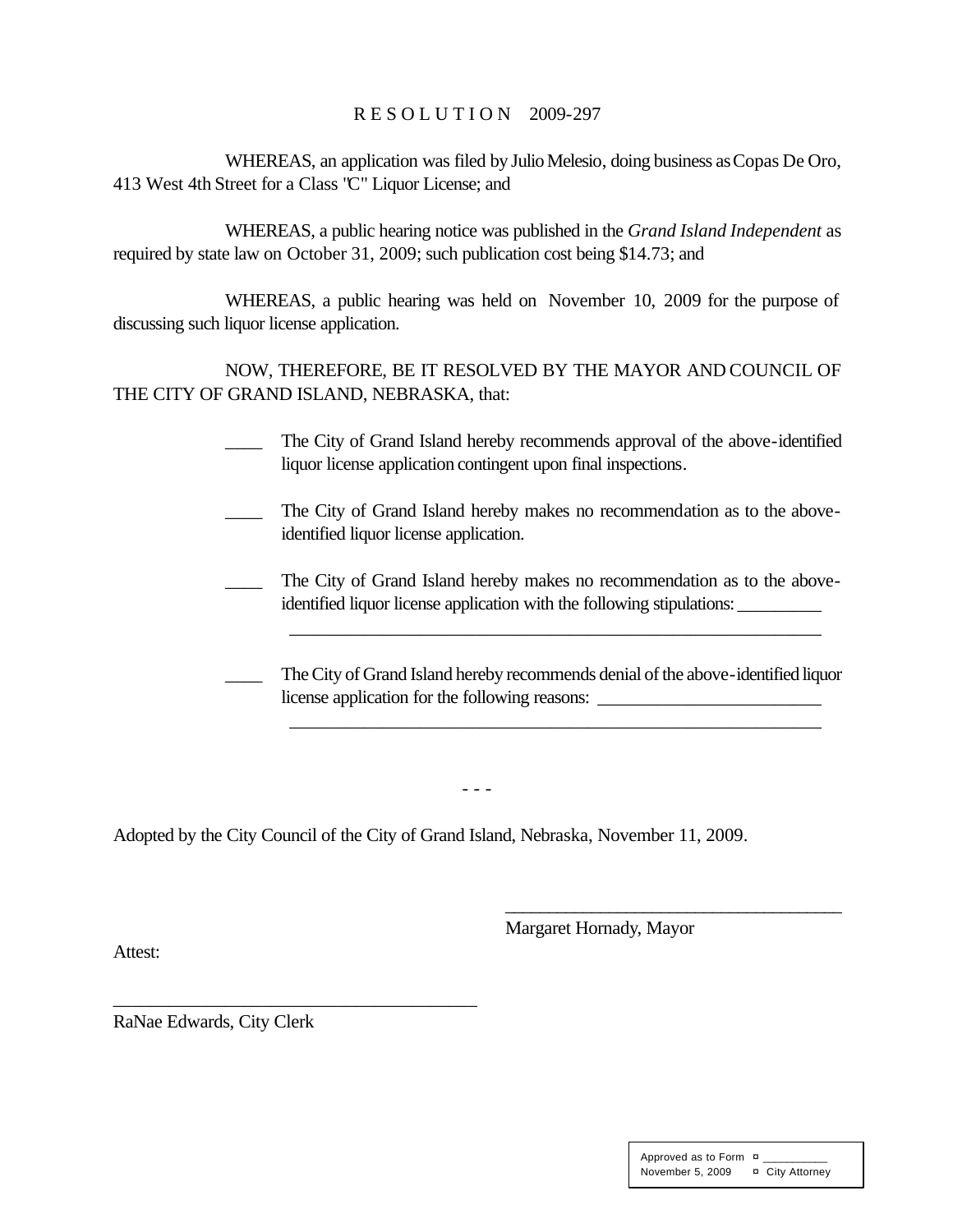# R E S O L U T I O N 2009-297

WHEREAS, an application was filed by Julio Melesio, doing business as Copas De Oro, 413 West 4th Street for a Class "C" Liquor License; and

WHEREAS, a public hearing notice was published in the *Grand Island Independent* as required by state law on October 31, 2009; such publication cost being $14.73; and

WHEREAS, a public hearing was held on November 10, 2009 for the purpose of discussing such liquor license application.

NOW, THEREFORE, BE IT RESOLVED BY THE MAYOR AND COUNCIL OF THE CITY OF GRAND ISLAND, NEBRASKA, that:

____ The City of Grand Island hereby recommends approval of the above-identified liquor license application contingent upon final inspections.

____ The City of Grand Island hereby makes no recommendation as to the above-identified liquor license application.

____ The City of Grand Island hereby makes no recommendation as to the above-identified liquor license application with the following stipulations: _________
_____________________________________________________________

____ The City of Grand Island hereby recommends denial of the above-identified liquor license application for the following reasons: ________________________
_____________________________________________________________

- - -

Adopted by the City Council of the City of Grand Island, Nebraska, November 11, 2009.

_____________________________________
Margaret Hornady, Mayor

Attest:

_________________________________________
RaNae Edwards, City Clerk

Approved as to Form ¤ __________
November 5, 2009 ¤ City Attorney